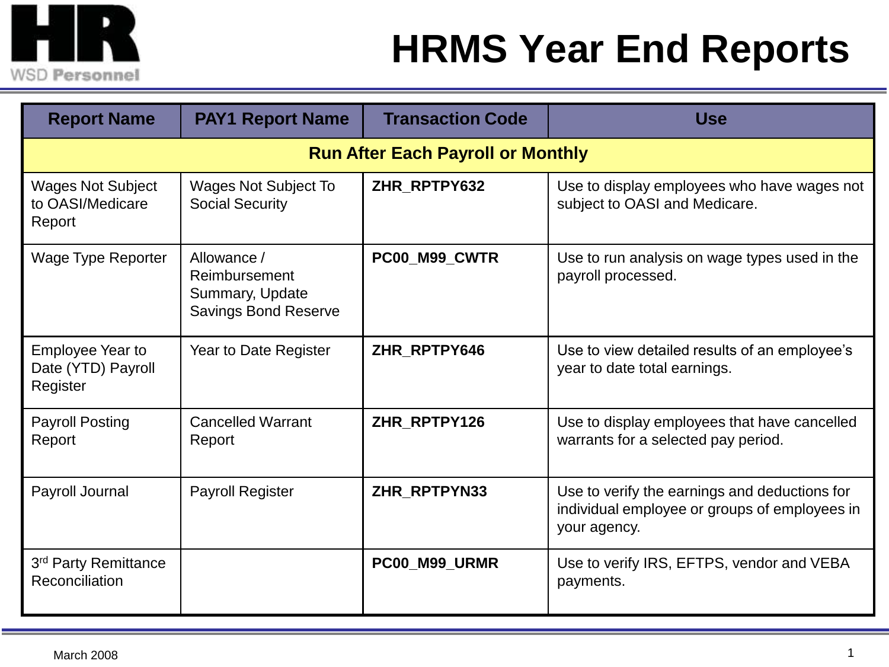# HRMS Year End Reports

| Report Name | PAY1 Report Name | Transaction Code | Use |
|---|---|---|---|
| **Run After Each Payroll or Monthly** | | | |
| Wages Not Subject to OASI/Medicare Report | Wages Not Subject To Social Security | **ZHR_RPTPY632** | Use to display employees who have wages not subject to OASI and Medicare. |
| Wage Type Reporter | Allowance / Reimbursement Summary, Update Savings Bond Reserve | **PC00_M99_CWTR** | Use to run analysis on wage types used in the payroll processed. |
| Employee Year to Date (YTD) Payroll Register | Year to Date Register | **ZHR_RPTPY646** | Use to view detailed results of an employee's year to date total earnings. |
| Payroll Posting Report | Cancelled Warrant Report | **ZHR_RPTPY126** | Use to display employees that have cancelled warrants for a selected pay period. |
| Payroll Journal | Payroll Register | **ZHR_RPTPYN33** | Use to verify the earnings and deductions for individual employee or groups of employees in your agency. |
| 3rd Party Remittance Reconciliation | | **PC00_M99_URMR** | Use to verify IRS, EFTPS, vendor and VEBA payments. |

March 2008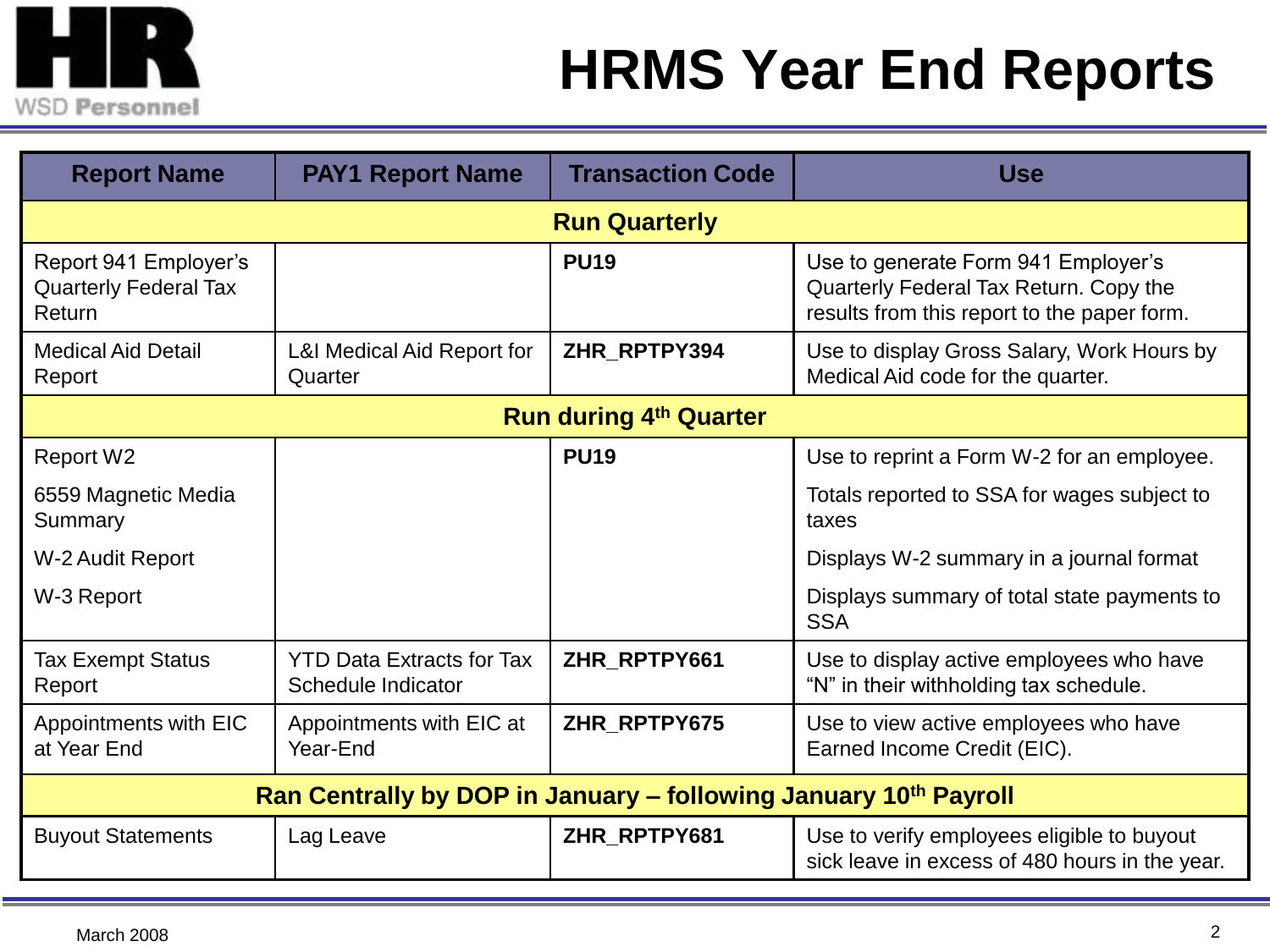# HRMS Year End Reports

| Report Name | PAY1 Report Name | Transaction Code | Use |
|---|---|---|---|
| **Run Quarterly** | | | |
| Report 941 Employer's Quarterly Federal Tax Return | | **PU19** | Use to generate Form 941 Employer's Quarterly Federal Tax Return. Copy the results from this report to the paper form. |
| Medical Aid Detail Report | L&I Medical Aid Report for Quarter | **ZHR_RPTPY394** | Use to display Gross Salary, Work Hours by Medical Aid code for the quarter. |
| **Run during 4th Quarter** | | | |
| Report W2<br>6559 Magnetic Media Summary<br>W-2 Audit Report<br>W-3 Report | | **PU19** | Use to reprint a Form W-2 for an employee.<br>Totals reported to SSA for wages subject to taxes<br>Displays W-2 summary in a journal format<br>Displays summary of total state payments to SSA |
| Tax Exempt Status Report | YTD Data Extracts for Tax Schedule Indicator | **ZHR_RPTPY661** | Use to display active employees who have "N" in their withholding tax schedule. |
| Appointments with EIC at Year End | Appointments with EIC at Year-End | **ZHR_RPTPY675** | Use to view active employees who have Earned Income Credit (EIC). |
| **Ran Centrally by DOP in January – following January 10th Payroll** | | | |
| Buyout Statements | Lag Leave | **ZHR_RPTPY681** | Use to verify employees eligible to buyout sick leave in excess of 480 hours in the year. |

March 2008